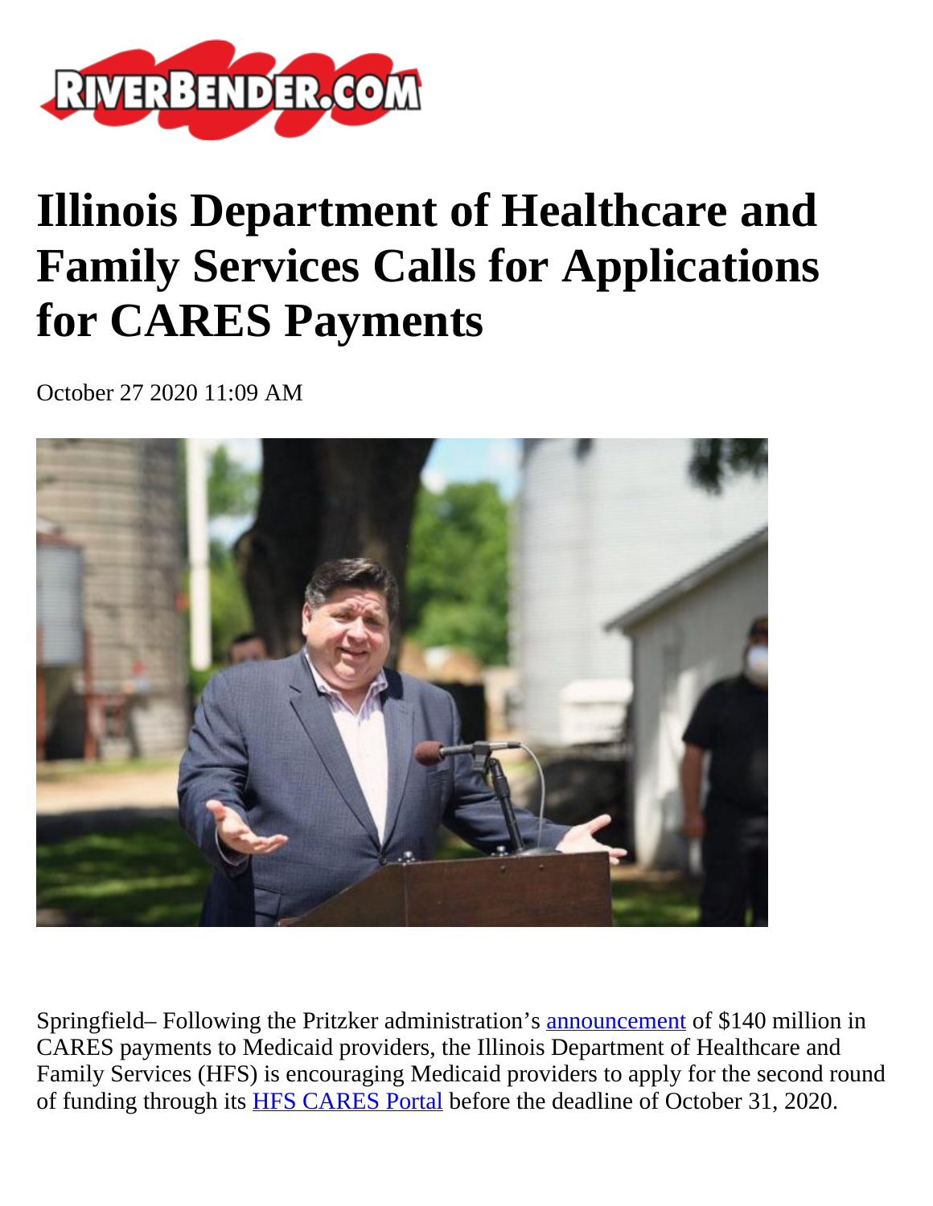# Illinois Department of Healthcare and Family Services Calls for Applications for CARES Payments

October 27 2020 11:09 AM

Springfield– Following the Pritzker administration's announcement of $140 million in CARES payments to Medicaid providers, the Illinois Department of Healthcare and Family Services (HFS) is encouraging Medicaid providers to apply for the second round of funding through its HFS CARES Portal before the deadline of October 31, 2020.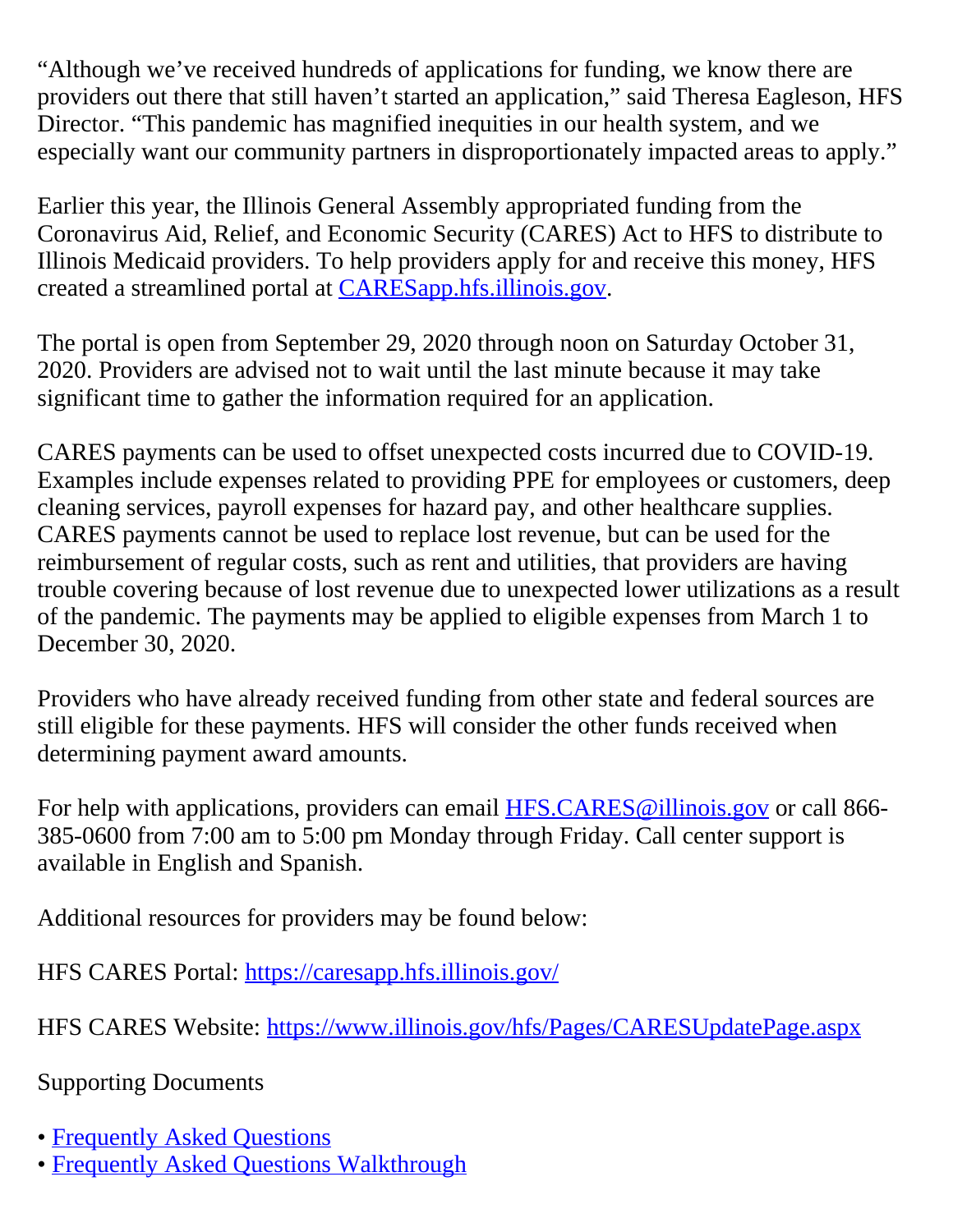"Although we've received hundreds of applications for funding, we know there are providers out there that still haven't started an application," said Theresa Eagleson, HFS Director. "This pandemic has magnified inequities in our health system, and we especially want our community partners in disproportionately impacted areas to apply."

Earlier this year, the Illinois General Assembly appropriated funding from the Coronavirus Aid, Relief, and Economic Security (CARES) Act to HFS to distribute to Illinois Medicaid providers. To help providers apply for and receive this money, HFS created a streamlined portal at [CARESapp.hfs.illinois.gov](https://caresapp.hfs.illinois.gov/).

The portal is open from September 29, 2020 through noon on Saturday October 31, 2020. Providers are advised not to wait until the last minute because it may take significant time to gather the information required for an application.

CARES payments can be used to offset unexpected costs incurred due to COVID-19. Examples include expenses related to providing PPE for employees or customers, deep cleaning services, payroll expenses for hazard pay, and other healthcare supplies. CARES payments cannot be used to replace lost revenue, but can be used for the reimbursement of regular costs, such as rent and utilities, that providers are having trouble covering because of lost revenue due to unexpected lower utilizations as a result of the pandemic. The payments may be applied to eligible expenses from March 1 to December 30, 2020.

Providers who have already received funding from other state and federal sources are still eligible for these payments. HFS will consider the other funds received when determining payment award amounts.

For help with applications, providers can email [HFS.CARES@illinois.gov](mailto:HFS.CARES@illinois.gov) or call 866-385-0600 from 7:00 am to 5:00 pm Monday through Friday. Call center support is available in English and Spanish.

Additional resources for providers may be found below:

HFS CARES Portal: [https://caresapp.hfs.illinois.gov/](https://caresapp.hfs.illinois.gov/)

HFS CARES Website: [https://www.illinois.gov/hfs/Pages/CARESUpdatePage.aspx](https://www.illinois.gov/hfs/Pages/CARESUpdatePage.aspx)

Supporting Documents

- Frequently Asked Questions
- Frequently Asked Questions Walkthrough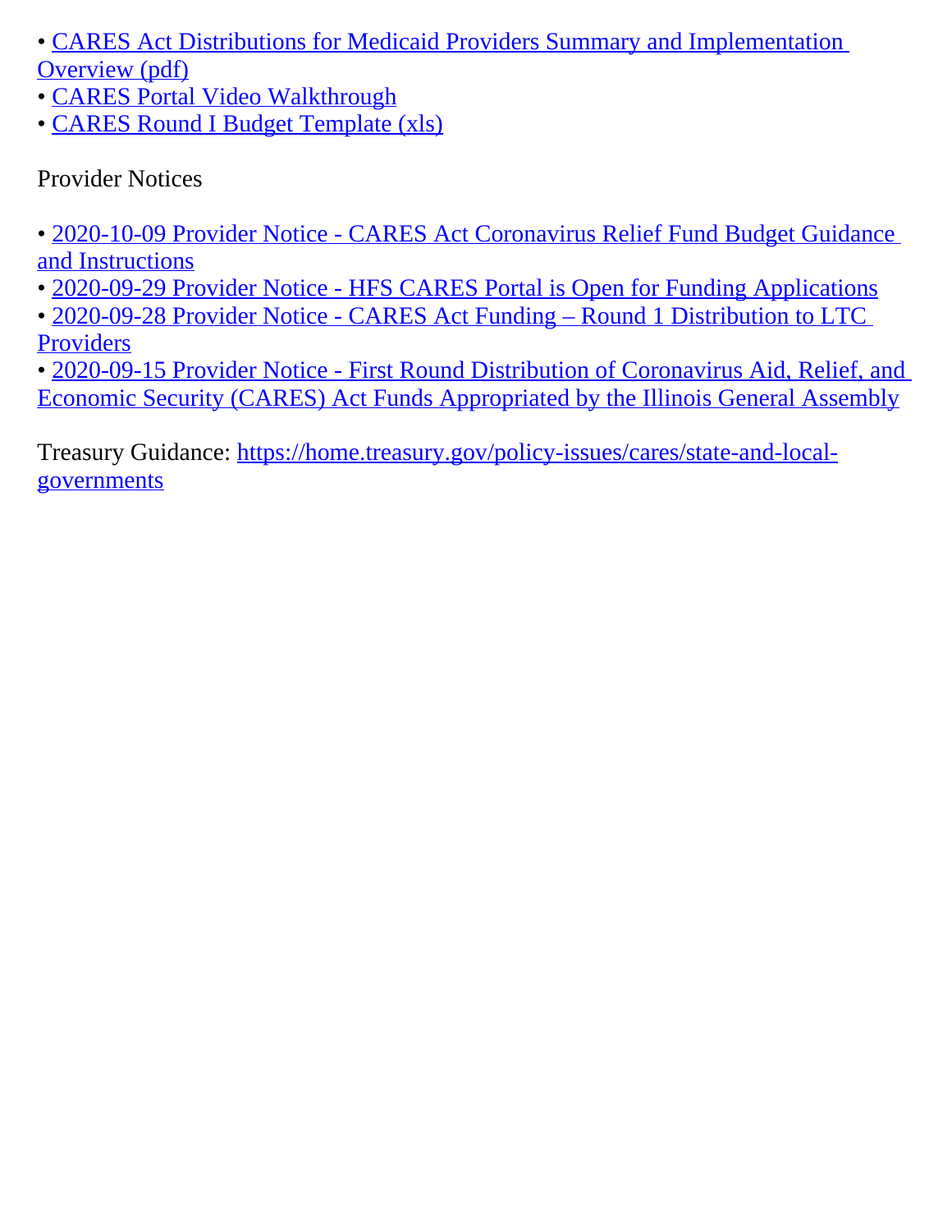- CARES Act Distributions for Medicaid Providers Summary and Implementation Overview (pdf)
- CARES Portal Video Walkthrough
- CARES Round I Budget Template (xls)

Provider Notices

- 2020-10-09 Provider Notice - CARES Act Coronavirus Relief Fund Budget Guidance and Instructions
- 2020-09-29 Provider Notice - HFS CARES Portal is Open for Funding Applications
- 2020-09-28 Provider Notice - CARES Act Funding – Round 1 Distribution to LTC Providers
- 2020-09-15 Provider Notice - First Round Distribution of Coronavirus Aid, Relief, and Economic Security (CARES) Act Funds Appropriated by the Illinois General Assembly

Treasury Guidance: https://home.treasury.gov/policy-issues/cares/state-and-local-governments